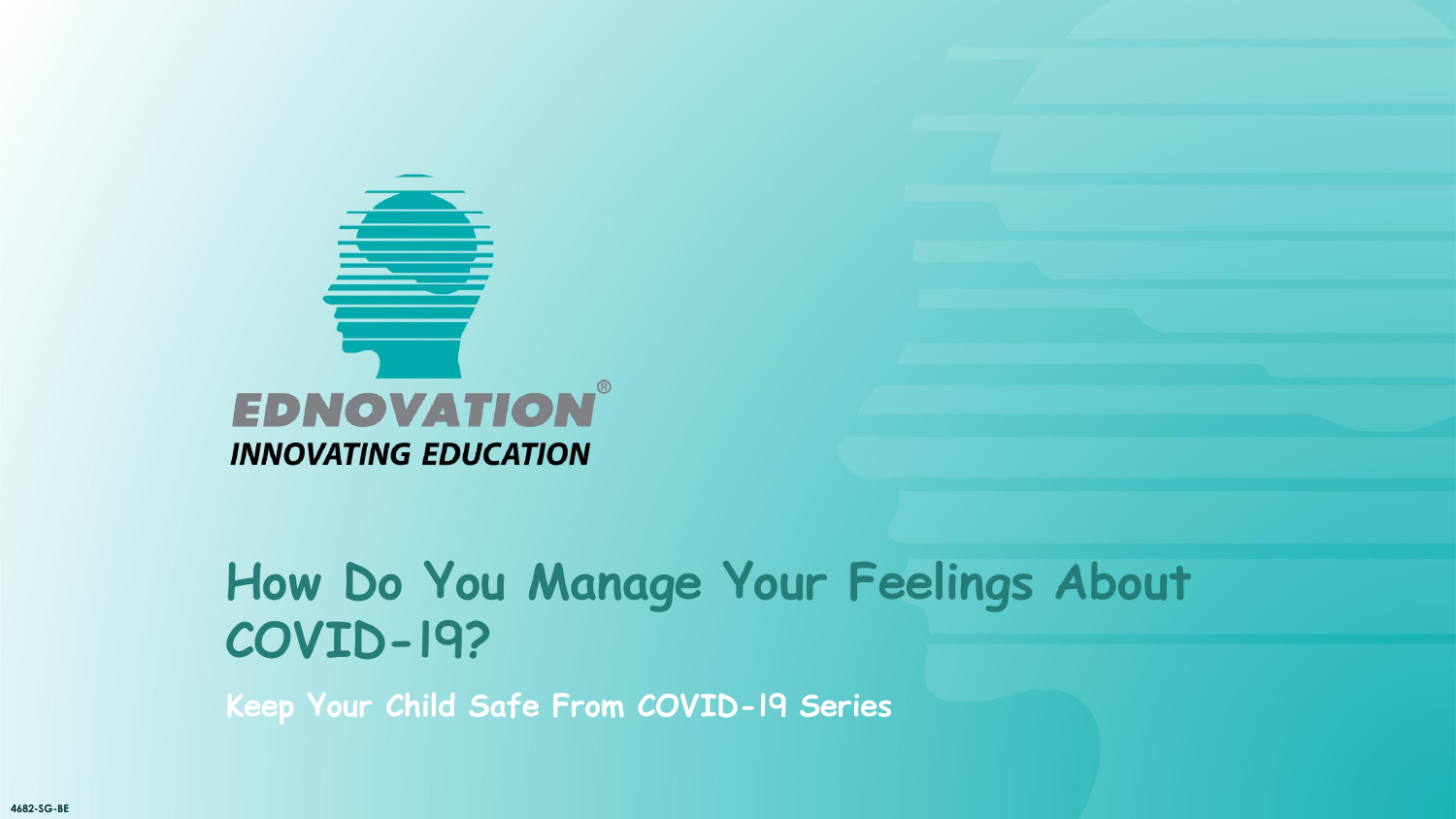EDNOVATION®

INNOVATING EDUCATION

# How Do You Manage Your Feelings About COVID-19?

**Keep Your Child Safe From COVID-19 Series**

4682-SG-BE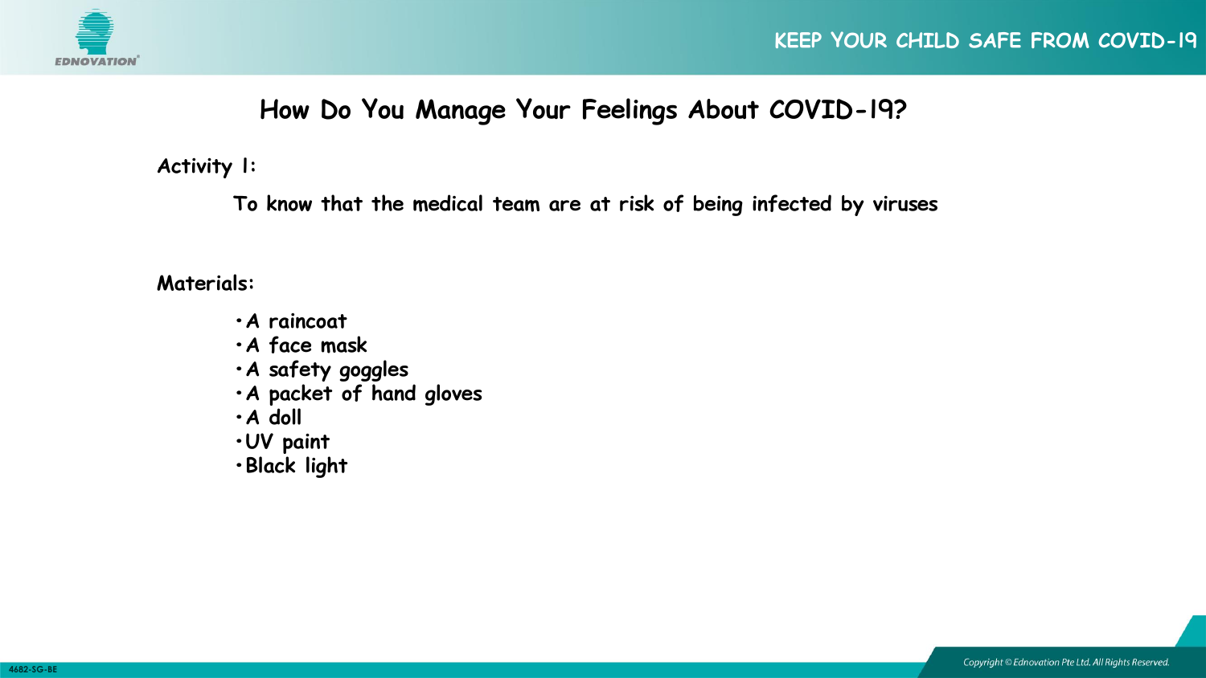# How Do You Manage Your Feelings About COVID-19?

**Activity 1:**

**To know that the medical team are at risk of being infected by viruses**

**Materials:**

- A raincoat
- A face mask
- A safety goggles
- A packet of hand gloves
- A doll
- UV paint
- Black light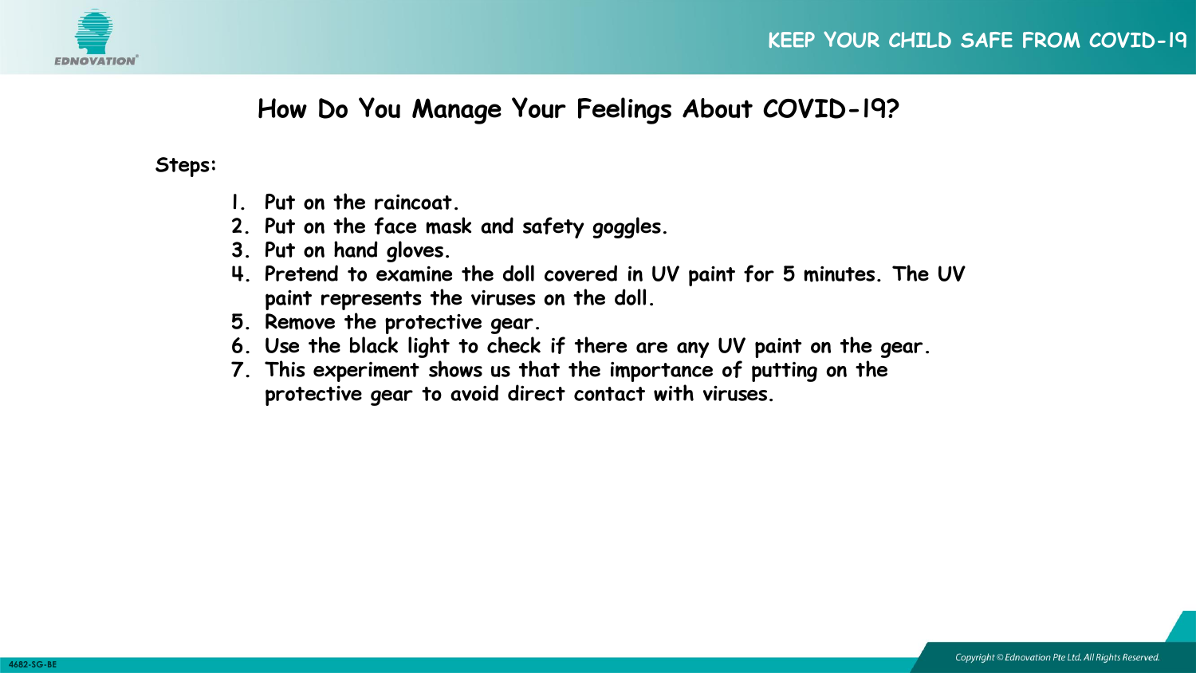# How Do You Manage Your Feelings About COVID-19?

**Steps:**

1. Put on the raincoat.
2. Put on the face mask and safety goggles.
3. Put on hand gloves.
4. Pretend to examine the doll covered in UV paint for 5 minutes. The UV paint represents the viruses on the doll.
5. Remove the protective gear.
6. Use the black light to check if there are any UV paint on the gear.
7. This experiment shows us that the importance of putting on the protective gear to avoid direct contact with viruses.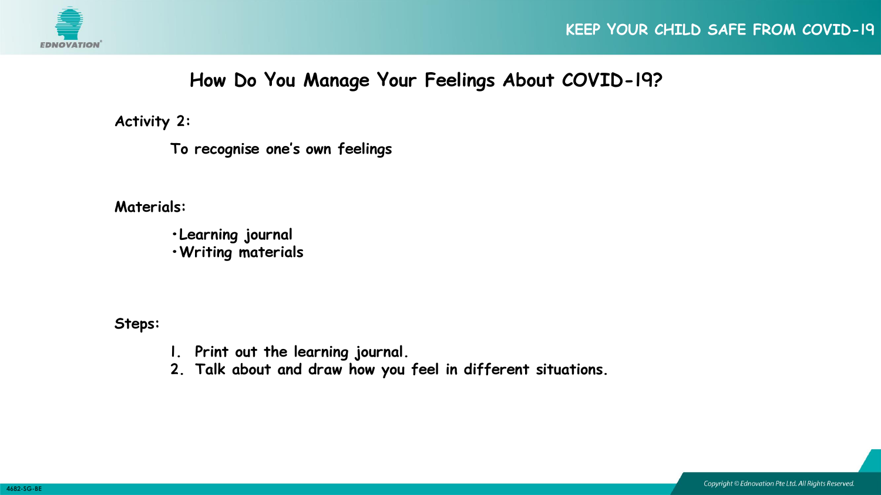# How Do You Manage Your Feelings About COVID-19?

**Activity 2:**

To recognise one's own feelings

**Materials:**

- Learning journal
- Writing materials

**Steps:**

1. Print out the learning journal.
2. Talk about and draw how you feel in different situations.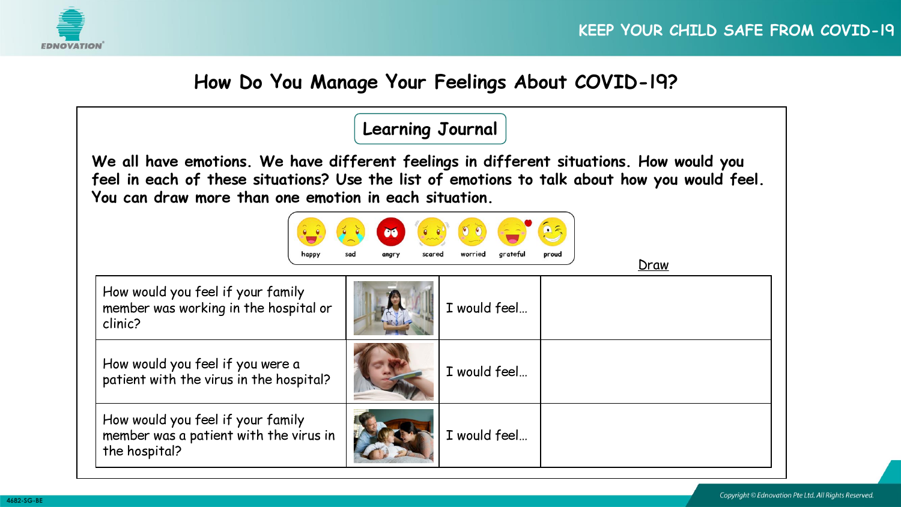## How Do You Manage Your Feelings About COVID-19?

### Learning Journal

**We all have emotions. We have different feelings in different situations. How would you feel in each of these situations? Use the list of emotions to talk about how you would feel. You can draw more than one emotion in each situation.**

happy | sad | angry | scared | worried | grateful | proud

| | | | Draw |
|---|---|---|---|
| How would you feel if your family member was working in the hospital or clinic? | | I would feel… | |
| How would you feel if you were a patient with the virus in the hospital? | | I would feel… | |
| How would you feel if your family member was a patient with the virus in the hospital? | | I would feel… | |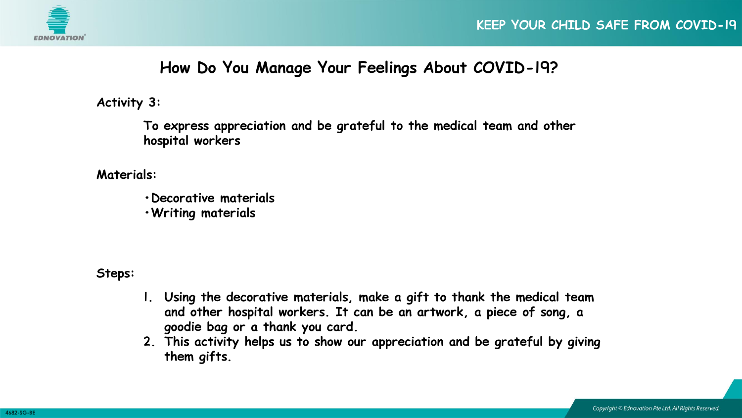# How Do You Manage Your Feelings About COVID-19?

**Activity 3:**

**To express appreciation and be grateful to the medical team and other hospital workers**

**Materials:**

- **Decorative materials**
- **Writing materials**

**Steps:**

1. **Using the decorative materials, make a gift to thank the medical team and other hospital workers. It can be an artwork, a piece of song, a goodie bag or a thank you card.**
2. **This activity helps us to show our appreciation and be grateful by giving them gifts.**